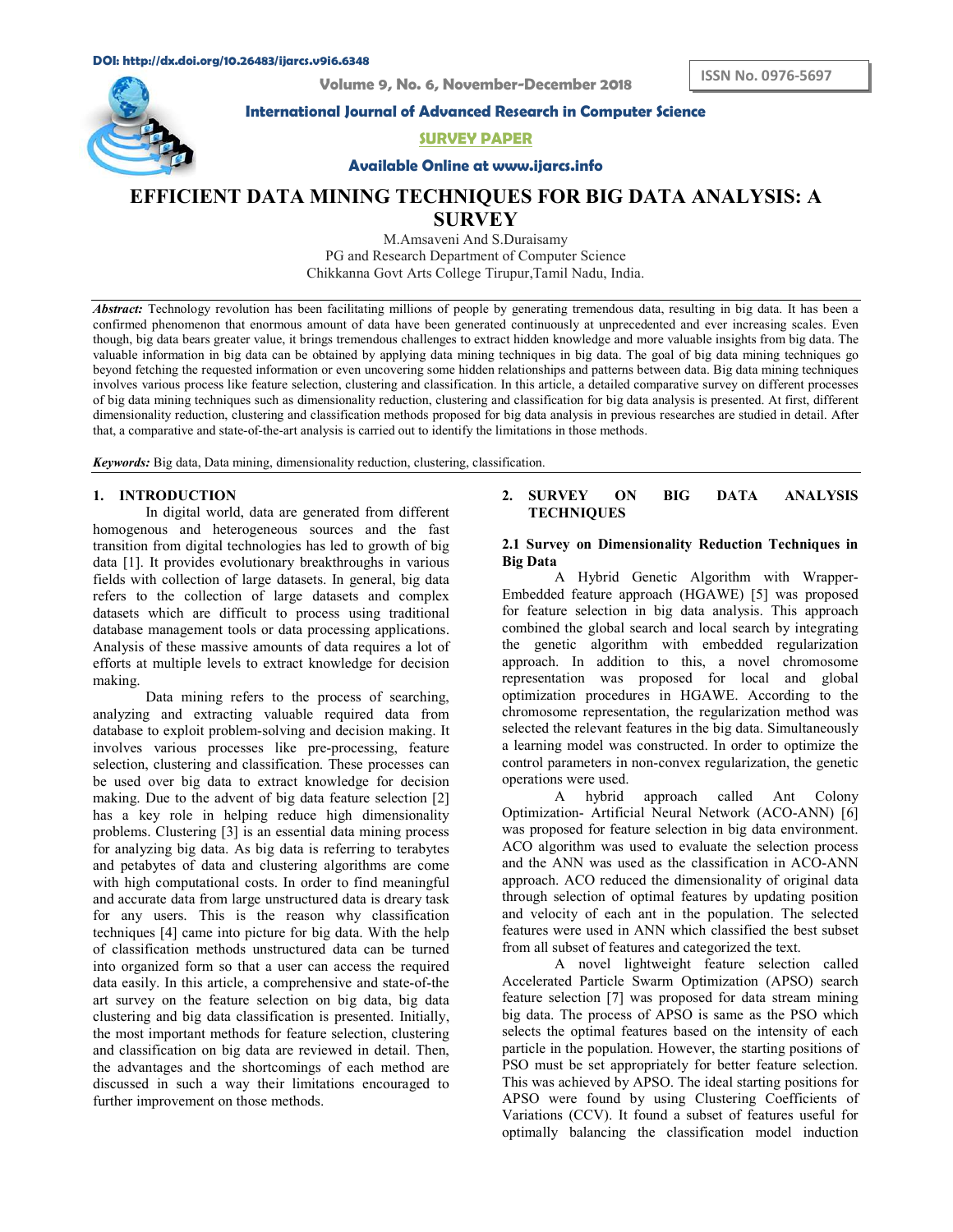DOI: http://dx.doi.org/10.26483/ijarcs.v9i6.6348

ISSN No. 0976-5697

Volume 9, No. 6, November-December 2018

**International Journal of Advanced Research in Computer Science**

**SURVEY PAPER**

**Available Online at www.ijarcs.info**

# EFFICIENT DATA MINING TECHNIQUES FOR BIG DATA ANALYSIS: A SURVEY

M.Amsaveni And S.Duraisamy
PG and Research Department of Computer Science
Chikkanna Govt Arts College Tirupur,Tamil Nadu, India.

***Abstract:*** Technology revolution has been facilitating millions of people by generating tremendous data, resulting in big data. It has been a confirmed phenomenon that enormous amount of data have been generated continuously at unprecedented and ever increasing scales. Even though, big data bears greater value, it brings tremendous challenges to extract hidden knowledge and more valuable insights from big data. The valuable information in big data can be obtained by applying data mining techniques in big data. The goal of big data mining techniques go beyond fetching the requested information or even uncovering some hidden relationships and patterns between data. Big data mining techniques involves various process like feature selection, clustering and classification. In this article, a detailed comparative survey on different processes of big data mining techniques such as dimensionality reduction, clustering and classification for big data analysis is presented. At first, different dimensionality reduction, clustering and classification methods proposed for big data analysis in previous researches are studied in detail. After that, a comparative and state-of-the-art analysis is carried out to identify the limitations in those methods.

***Keywords:*** Big data, Data mining, dimensionality reduction, clustering, classification.

## 1. INTRODUCTION

In digital world, data are generated from different homogenous and heterogeneous sources and the fast transition from digital technologies has led to growth of big data [1]. It provides evolutionary breakthroughs in various fields with collection of large datasets. In general, big data refers to the collection of large datasets and complex datasets which are difficult to process using traditional database management tools or data processing applications. Analysis of these massive amounts of data requires a lot of efforts at multiple levels to extract knowledge for decision making.

Data mining refers to the process of searching, analyzing and extracting valuable required data from database to exploit problem-solving and decision making. It involves various processes like pre-processing, feature selection, clustering and classification. These processes can be used over big data to extract knowledge for decision making. Due to the advent of big data feature selection [2] has a key role in helping reduce high dimensionality problems. Clustering [3] is an essential data mining process for analyzing big data. As big data is referring to terabytes and petabytes of data and clustering algorithms are come with high computational costs. In order to find meaningful and accurate data from large unstructured data is dreary task for any users. This is the reason why classification techniques [4] came into picture for big data. With the help of classification methods unstructured data can be turned into organized form so that a user can access the required data easily. In this article, a comprehensive and state-of-the art survey on the feature selection on big data, big data clustering and big data classification is presented. Initially, the most important methods for feature selection, clustering and classification on big data are reviewed in detail. Then, the advantages and the shortcomings of each method are discussed in such a way their limitations encouraged to further improvement on those methods.

## 2. SURVEY ON BIG DATA ANALYSIS TECHNIQUES

### 2.1 Survey on Dimensionality Reduction Techniques in Big Data

A Hybrid Genetic Algorithm with Wrapper-Embedded feature approach (HGAWE) [5] was proposed for feature selection in big data analysis. This approach combined the global search and local search by integrating the genetic algorithm with embedded regularization approach. In addition to this, a novel chromosome representation was proposed for local and global optimization procedures in HGAWE. According to the chromosome representation, the regularization method was selected the relevant features in the big data. Simultaneously a learning model was constructed. In order to optimize the control parameters in non-convex regularization, the genetic operations were used.

A hybrid approach called Ant Colony Optimization- Artificial Neural Network (ACO-ANN) [6] was proposed for feature selection in big data environment. ACO algorithm was used to evaluate the selection process and the ANN was used as the classification in ACO-ANN approach. ACO reduced the dimensionality of original data through selection of optimal features by updating position and velocity of each ant in the population. The selected features were used in ANN which classified the best subset from all subset of features and categorized the text.

A novel lightweight feature selection called Accelerated Particle Swarm Optimization (APSO) search feature selection [7] was proposed for data stream mining big data. The process of APSO is same as the PSO which selects the optimal features based on the intensity of each particle in the population. However, the starting positions of PSO must be set appropriately for better feature selection. This was achieved by APSO. The ideal starting positions for APSO were found by using Clustering Coefficients of Variations (CCV). It found a subset of features useful for optimally balancing the classification model induction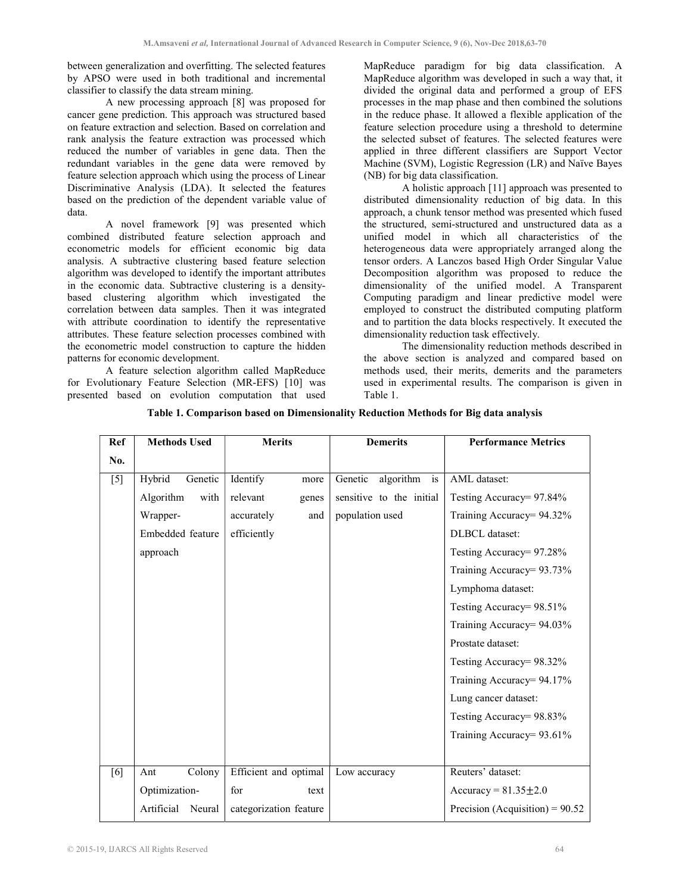between generalization and overfitting. The selected features by APSO were used in both traditional and incremental classifier to classify the data stream mining.

A new processing approach [8] was proposed for cancer gene prediction. This approach was structured based on feature extraction and selection. Based on correlation and rank analysis the feature extraction was processed which reduced the number of variables in gene data. Then the redundant variables in the gene data were removed by feature selection approach which using the process of Linear Discriminative Analysis (LDA). It selected the features based on the prediction of the dependent variable value of data.

A novel framework [9] was presented which combined distributed feature selection approach and econometric models for efficient economic big data analysis. A subtractive clustering based feature selection algorithm was developed to identify the important attributes in the economic data. Subtractive clustering is a density-based clustering algorithm which investigated the correlation between data samples. Then it was integrated with attribute coordination to identify the representative attributes. These feature selection processes combined with the econometric model construction to capture the hidden patterns for economic development.

A feature selection algorithm called MapReduce for Evolutionary Feature Selection (MR-EFS) [10] was presented based on evolution computation that used MapReduce paradigm for big data classification. A MapReduce algorithm was developed in such a way that, it divided the original data and performed a group of EFS processes in the map phase and then combined the solutions in the reduce phase. It allowed a flexible application of the feature selection procedure using a threshold to determine the selected subset of features. The selected features were applied in three different classifiers are Support Vector Machine (SVM), Logistic Regression (LR) and Naïve Bayes (NB) for big data classification.

A holistic approach [11] approach was presented to distributed dimensionality reduction of big data. In this approach, a chunk tensor method was presented which fused the structured, semi-structured and unstructured data as a unified model in which all characteristics of the heterogeneous data were appropriately arranged along the tensor orders. A Lanczos based High Order Singular Value Decomposition algorithm was proposed to reduce the dimensionality of the unified model. A Transparent Computing paradigm and linear predictive model were employed to construct the distributed computing platform and to partition the data blocks respectively. It executed the dimensionality reduction task effectively.

The dimensionality reduction methods described in the above section is analyzed and compared based on methods used, their merits, demerits and the parameters used in experimental results. The comparison is given in Table 1.

**Table 1. Comparison based on Dimensionality Reduction Methods for Big data analysis**

| Ref No. | Methods Used | Merits | Demerits | Performance Metrics |
|---|---|---|---|---|
| [5] | Hybrid Genetic Algorithm with Wrapper-Embedded feature approach | Identify more relevant genes accurately and efficiently | Genetic algorithm is sensitive to the initial population used | AML dataset:<br>Testing Accuracy= 97.84%<br>Training Accuracy= 94.32%<br>DLBCL dataset:<br>Testing Accuracy= 97.28%<br>Training Accuracy= 93.73%<br>Lymphoma dataset:<br>Testing Accuracy= 98.51%<br>Training Accuracy= 94.03%<br>Prostate dataset:<br>Testing Accuracy= 98.32%<br>Training Accuracy= 94.17%<br>Lung cancer dataset:<br>Testing Accuracy= 98.83%<br>Training Accuracy= 93.61% |
| [6] | Ant Colony Optimization-Artificial Neural | Efficient and optimal for text categorization feature | Low accuracy | Reuters' dataset:<br>Accuracy = $81.35 \pm 2.0$<br>Precision (Acquisition) = 90.52 |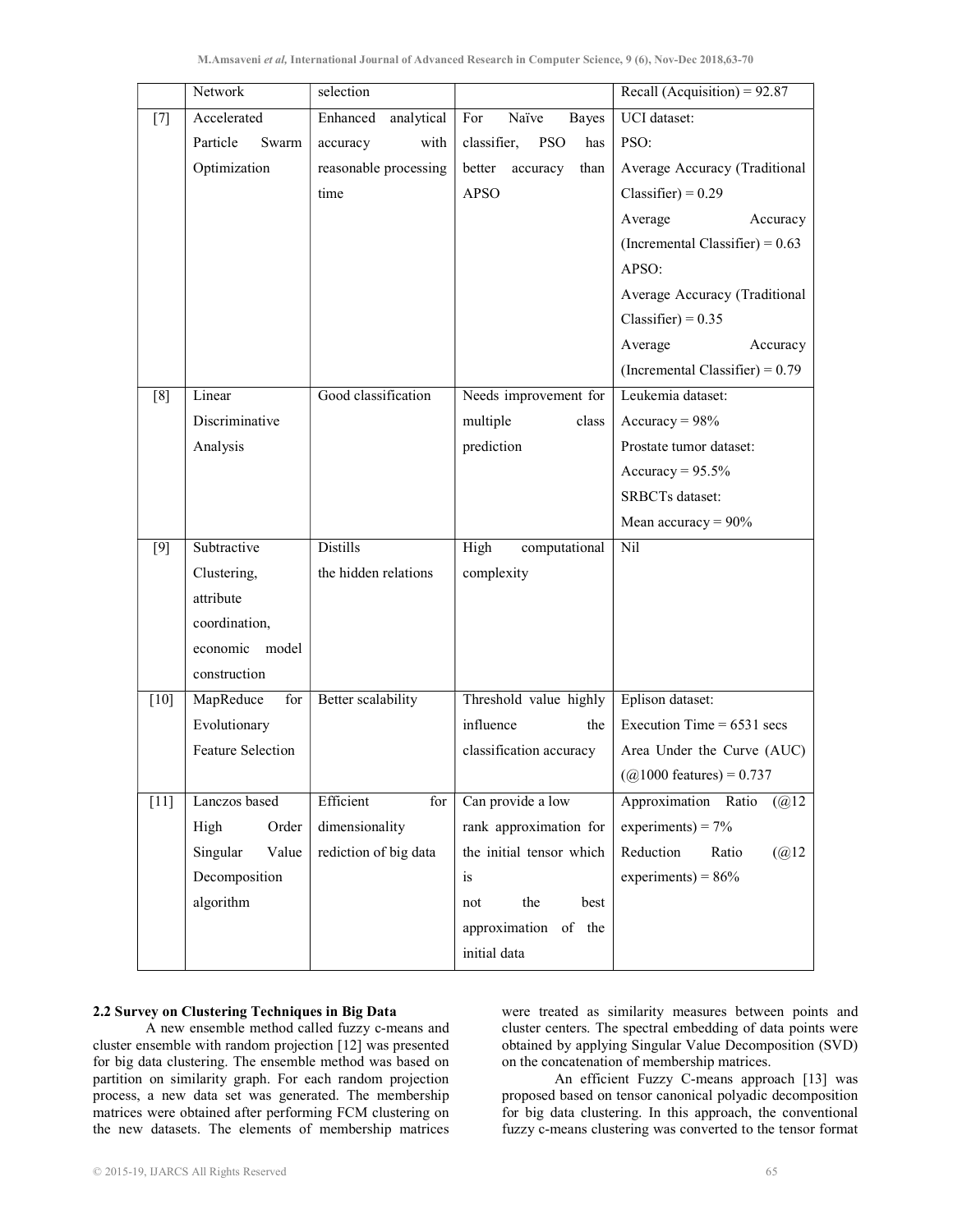| | Network | selection | | Recall (Acquisition) = 92.87 |
|---|---|---|---|---|
| [7] | Accelerated Particle Swarm Optimization | Enhanced analytical accuracy with reasonable processing time | For Naïve Bayes classifier, PSO has better accuracy than APSO | UCI dataset:<br>PSO:<br>Average Accuracy (Traditional Classifier) = 0.29<br>Average Accuracy (Incremental Classifier) = 0.63<br>APSO:<br>Average Accuracy (Traditional Classifier) = 0.35<br>Average Accuracy (Incremental Classifier) = 0.79 |
| [8] | Linear Discriminative Analysis | Good classification | Needs improvement for multiple class prediction | Leukemia dataset:<br>Accuracy = 98%<br>Prostate tumor dataset:<br>Accuracy = 95.5%<br>SRBCTs dataset:<br>Mean accuracy = 90% |
| [9] | Subtractive Clustering, attribute coordination, economic model construction | Distills the hidden relations | High computational complexity | Nil |
| [10] | MapReduce for Evolutionary Feature Selection | Better scalability | Threshold value highly influence the classification accuracy | Eplison dataset:<br>Execution Time = 6531 secs<br>Area Under the Curve (AUC) (@1000 features) = 0.737 |
| [11] | Lanczos based High Order Singular Value Decomposition algorithm | Efficient for dimensionality rediction of big data | Can provide a low rank approximation for the initial tensor which is not the best approximation of the initial data | Approximation Ratio (@12 experiments) = 7%<br>Reduction Ratio (@12 experiments) = 86% |

### 2.2 Survey on Clustering Techniques in Big Data

A new ensemble method called fuzzy c-means and cluster ensemble with random projection [12] was presented for big data clustering. The ensemble method was based on partition on similarity graph. For each random projection process, a new data set was generated. The membership matrices were obtained after performing FCM clustering on the new datasets. The elements of membership matrices were treated as similarity measures between points and cluster centers. The spectral embedding of data points were obtained by applying Singular Value Decomposition (SVD) on the concatenation of membership matrices.

An efficient Fuzzy C-means approach [13] was proposed based on tensor canonical polyadic decomposition for big data clustering. In this approach, the conventional fuzzy c-means clustering was converted to the tensor format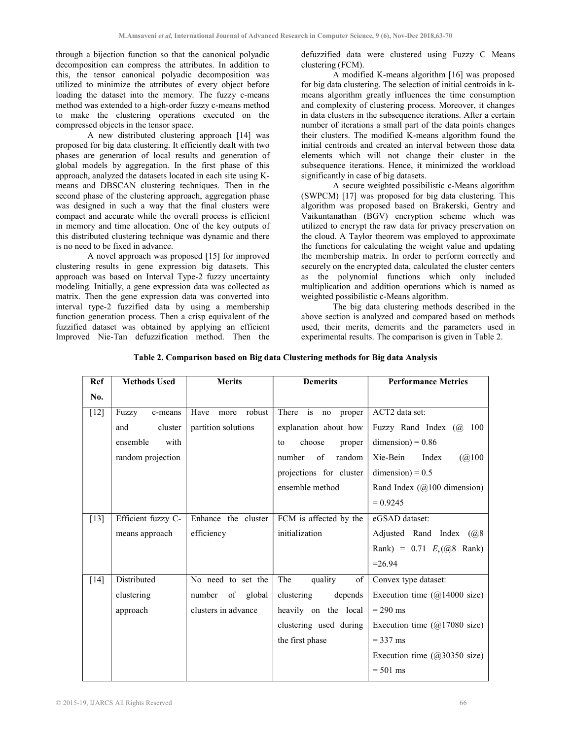through a bijection function so that the canonical polyadic decomposition can compress the attributes. In addition to this, the tensor canonical polyadic decomposition was utilized to minimize the attributes of every object before loading the dataset into the memory. The fuzzy c-means method was extended to a high-order fuzzy c-means method to make the clustering operations executed on the compressed objects in the tensor space.

A new distributed clustering approach [14] was proposed for big data clustering. It efficiently dealt with two phases are generation of local results and generation of global models by aggregation. In the first phase of this approach, analyzed the datasets located in each site using K-means and DBSCAN clustering techniques. Then in the second phase of the clustering approach, aggregation phase was designed in such a way that the final clusters were compact and accurate while the overall process is efficient in memory and time allocation. One of the key outputs of this distributed clustering technique was dynamic and there is no need to be fixed in advance.

A novel approach was proposed [15] for improved clustering results in gene expression big datasets. This approach was based on Interval Type-2 fuzzy uncertainty modeling. Initially, a gene expression data was collected as matrix. Then the gene expression data was converted into interval type-2 fuzzified data by using a membership function generation process. Then a crisp equivalent of the fuzzified dataset was obtained by applying an efficient Improved Nie-Tan defuzzification method. Then the defuzzified data were clustered using Fuzzy C Means clustering (FCM).

A modified K-means algorithm [16] was proposed for big data clustering. The selection of initial centroids in k-means algorithm greatly influences the time consumption and complexity of clustering process. Moreover, it changes in data clusters in the subsequence iterations. After a certain number of iterations a small part of the data points changes their clusters. The modified K-means algorithm found the initial centroids and created an interval between those data elements which will not change their cluster in the subsequence iterations. Hence, it minimized the workload significantly in case of big datasets.

A secure weighted possibilistic c-Means algorithm (SWPCM) [17] was proposed for big data clustering. This algorithm was proposed based on Brakerski, Gentry and Vaikuntanathan (BGV) encryption scheme which was utilized to encrypt the raw data for privacy preservation on the cloud. A Taylor theorem was employed to approximate the functions for calculating the weight value and updating the membership matrix. In order to perform correctly and securely on the encrypted data, calculated the cluster centers as the polynomial functions which only included multiplication and addition operations which is named as weighted possibilistic c-Means algorithm.

The big data clustering methods described in the above section is analyzed and compared based on methods used, their merits, demerits and the parameters used in experimental results. The comparison is given in Table 2.

**Table 2. Comparison based on Big data Clustering methods for Big data Analysis**

| Ref No. | Methods Used | Merits | Demerits | Performance Metrics |
|---|---|---|---|---|
| [12] | Fuzzy c-means and cluster ensemble with random projection | Have more robust partition solutions | There is no proper explanation about how to choose proper number of random projections for cluster ensemble method | ACT2 data set:<br>Fuzzy Rand Index (@ 100 dimension) = 0.86<br>Xie-Bein Index (@100 dimension) = 0.5<br>Rand Index (@100 dimension) = 0.9245 |
| [13] | Efficient fuzzy C-means approach | Enhance the cluster efficiency | FCM is affected by the initialization | eGSAD dataset:<br>Adjusted Rand Index (@8 Rank) = 0.71 $E_*$(@8 Rank) =26.94 |
| [14] | Distributed clustering approach | No need to set the number of global clusters in advance | The quality of clustering depends heavily on the local clustering used during the first phase | Convex type dataset:<br>Execution time (@14000 size) = 290 ms<br>Execution time (@17080 size) = 337 ms<br>Execution time (@30350 size) = 501 ms |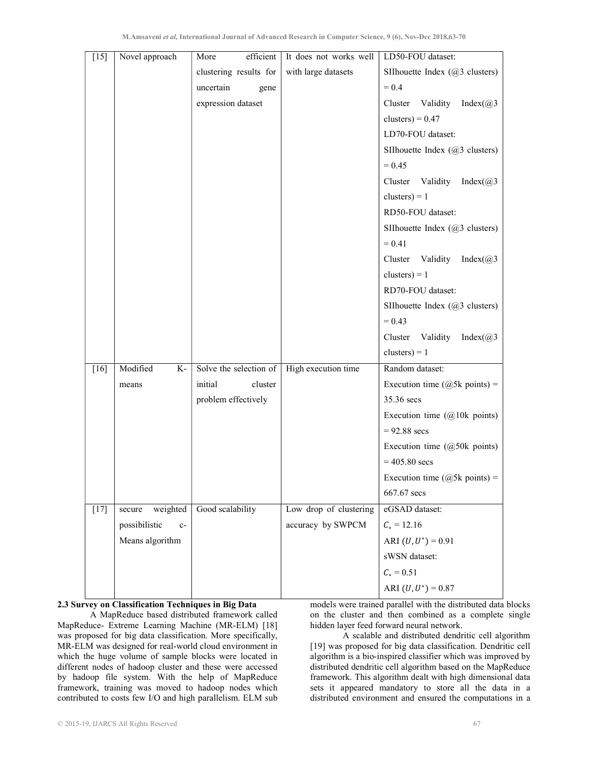| [15] | Novel approach | More efficient clustering results for uncertain gene expression dataset | It does not works well with large datasets | LD50-FOU dataset: SIlhouette Index (@3 clusters) = 0.4 Cluster Validity Index(@3 clusters) = 0.47 LD70-FOU dataset: SIlhouette Index (@3 clusters) = 0.45 Cluster Validity Index(@3 clusters) = 1 RD50-FOU dataset: SIlhouette Index (@3 clusters) = 0.41 Cluster Validity Index(@3 clusters) = 1 RD70-FOU dataset: SIlhouette Index (@3 clusters) = 0.43 Cluster Validity Index(@3 clusters) = 1 |
|---|---|---|---|---|
| [16] | Modified K-means | Solve the selection of initial cluster problem effectively | High execution time | Random dataset: Execution time (@5k points) = 35.36 secs Execution time (@10k points) = 92.88 secs Execution time (@50k points) = 405.80 secs Execution time (@5k points) = 667.67 secs |
| [17] | secure weighted possibilistic c-Means algorithm | Good scalability | Low drop of clustering accuracy by SWPCM | eGSAD dataset: $C_{*}$ = 12.16 ARI $(U, U^{*})$ = 0.91 sWSN dataset: $C_{*}$ = 0.51 ARI $(U, U^{*})$ = 0.87 |

**2.3 Survey on Classification Techniques in Big Data**

A MapReduce based distributed framework called MapReduce- Extreme Learning Machine (MR-ELM) [18] was proposed for big data classification. More specifically, MR-ELM was designed for real-world cloud environment in which the huge volume of sample blocks were located in different nodes of hadoop cluster and these were accessed by hadoop file system. With the help of MapReduce framework, training was moved to hadoop nodes which contributed to costs few I/O and high parallelism. ELM sub models were trained parallel with the distributed data blocks on the cluster and then combined as a complete single hidden layer feed forward neural network.

A scalable and distributed dendritic cell algorithm [19] was proposed for big data classification. Dendritic cell algorithm is a bio-inspired classifier which was improved by distributed dendritic cell algorithm based on the MapReduce framework. This algorithm dealt with high dimensional data sets it appeared mandatory to store all the data in a distributed environment and ensured the computations in a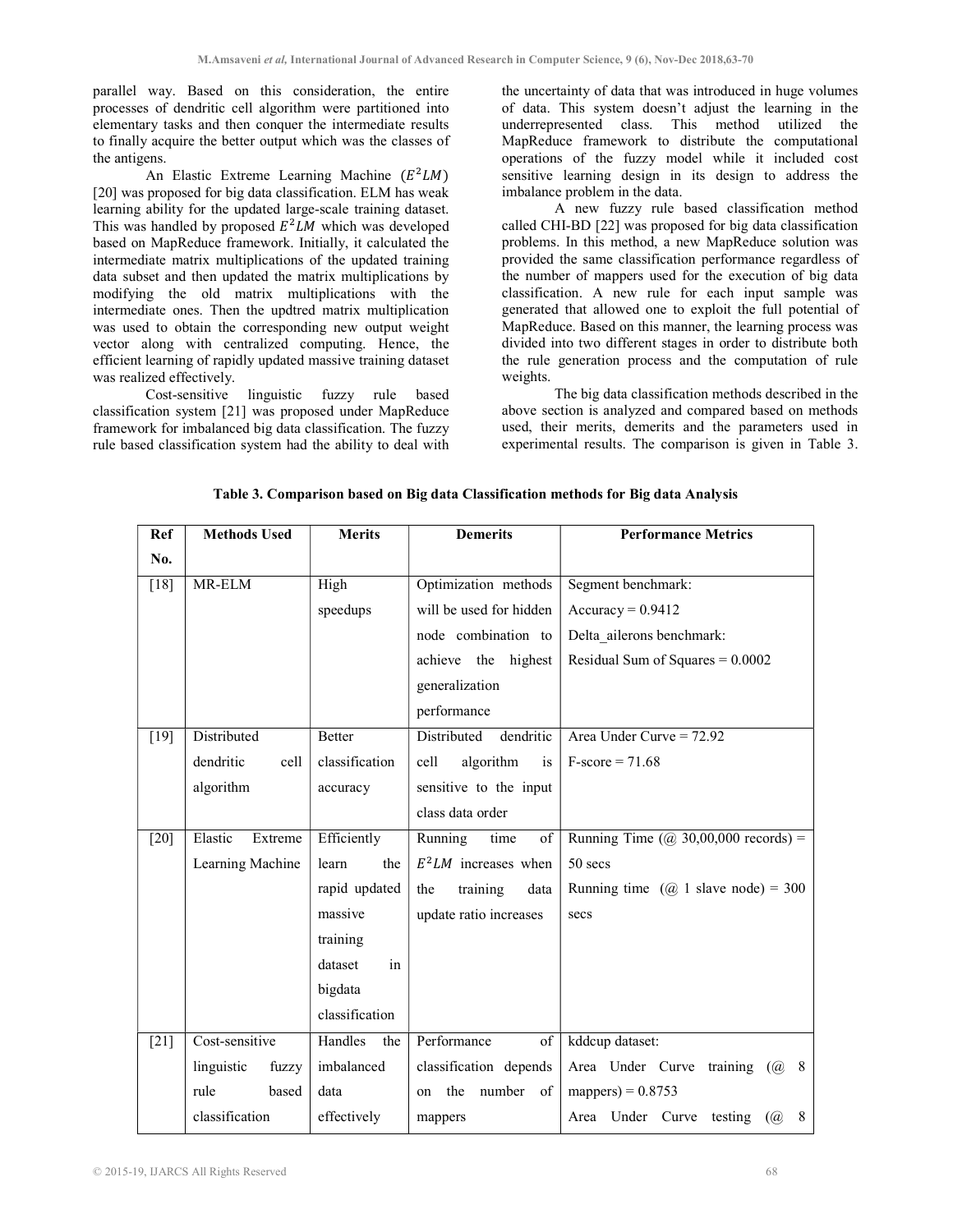parallel way. Based on this consideration, the entire processes of dendritic cell algorithm were partitioned into elementary tasks and then conquer the intermediate results to finally acquire the better output which was the classes of the antigens.

An Elastic Extreme Learning Machine ($E^2LM$) [20] was proposed for big data classification. ELM has weak learning ability for the updated large-scale training dataset. This was handled by proposed $E^2LM$ which was developed based on MapReduce framework. Initially, it calculated the intermediate matrix multiplications of the updated training data subset and then updated the matrix multiplications by modifying the old matrix multiplications with the intermediate ones. Then the updtred matrix multiplication was used to obtain the corresponding new output weight vector along with centralized computing. Hence, the efficient learning of rapidly updated massive training dataset was realized effectively.

Cost-sensitive linguistic fuzzy rule based classification system [21] was proposed under MapReduce framework for imbalanced big data classification. The fuzzy rule based classification system had the ability to deal with the uncertainty of data that was introduced in huge volumes of data. This system doesn't adjust the learning in the underrepresented class. This method utilized the MapReduce framework to distribute the computational operations of the fuzzy model while it included cost sensitive learning design in its design to address the imbalance problem in the data.

A new fuzzy rule based classification method called CHI-BD [22] was proposed for big data classification problems. In this method, a new MapReduce solution was provided the same classification performance regardless of the number of mappers used for the execution of big data classification. A new rule for each input sample was generated that allowed one to exploit the full potential of MapReduce. Based on this manner, the learning process was divided into two different stages in order to distribute both the rule generation process and the computation of rule weights.

The big data classification methods described in the above section is analyzed and compared based on methods used, their merits, demerits and the parameters used in experimental results. The comparison is given in Table 3.

**Table 3. Comparison based on Big data Classification methods for Big data Analysis**

| Ref No. | Methods Used | Merits | Demerits | Performance Metrics |
|---|---|---|---|---|
| [18] | MR-ELM | High speedups | Optimization methods will be used for hidden node combination to achieve the highest generalization performance | Segment benchmark: Accuracy = 0.9412 Delta_ailerons benchmark: Residual Sum of Squares = 0.0002 |
| [19] | Distributed dendritic cell algorithm | Better classification accuracy | Distributed dendritic cell algorithm is sensitive to the input class data order | Area Under Curve = 72.92 F-score = 71.68 |
| [20] | Elastic Extreme Learning Machine | Efficiently learn the rapid updated massive training dataset in bigdata classification | Running time of $E^2LM$ increases when the training data update ratio increases | Running Time (@ 30,00,000 records) = 50 secs Running time (@ 1 slave node) = 300 secs |
| [21] | Cost-sensitive linguistic fuzzy rule based classification | Handles the imbalanced data effectively | Performance of classification depends on the number of mappers | kddcup dataset: Area Under Curve training (@ 8 mappers) = 0.8753 Area Under Curve testing (@ 8 |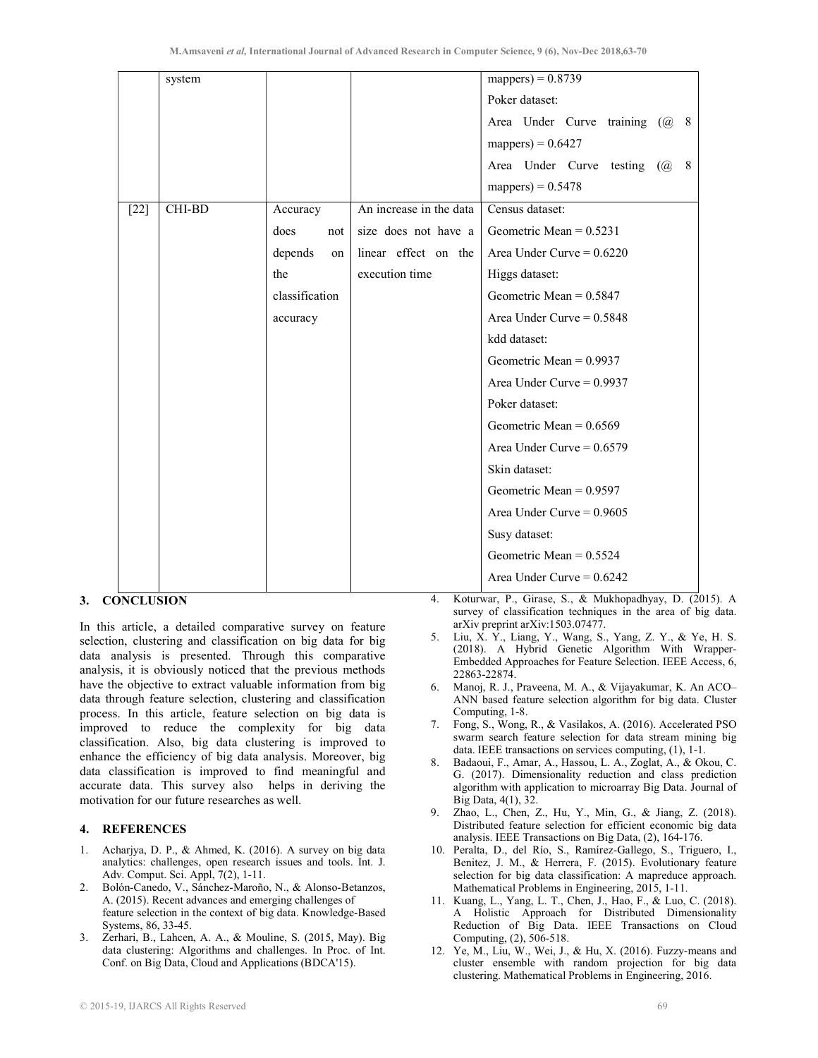| | system | | | mappers) = 0.8739<br>Poker dataset:<br>Area Under Curve training (@ 8 mappers) = 0.6427<br>Area Under Curve testing (@ 8 mappers) = 0.5478 |
|---|---|---|---|---|
| [22] | CHI-BD | Accuracy does not depends on the classification accuracy | An increase in the data size does not have a linear effect on the execution time | Census dataset:<br>Geometric Mean = 0.5231<br>Area Under Curve = 0.6220<br>Higgs dataset:<br>Geometric Mean = 0.5847<br>Area Under Curve = 0.5848<br>kdd dataset:<br>Geometric Mean = 0.9937<br>Area Under Curve = 0.9937<br>Poker dataset:<br>Geometric Mean = 0.6569<br>Area Under Curve = 0.6579<br>Skin dataset:<br>Geometric Mean = 0.9597<br>Area Under Curve = 0.9605<br>Susy dataset:<br>Geometric Mean = 0.5524<br>Area Under Curve = 0.6242 |

## 3. CONCLUSION

In this article, a detailed comparative survey on feature selection, clustering and classification on big data for big data analysis is presented. Through this comparative analysis, it is obviously noticed that the previous methods have the objective to extract valuable information from big data through feature selection, clustering and classification process. In this article, feature selection on big data is improved to reduce the complexity for big data classification. Also, big data clustering is improved to enhance the efficiency of big data analysis. Moreover, big data classification is improved to find meaningful and accurate data. This survey also helps in deriving the motivation for our future researches as well.

## 4. REFERENCES

1. Acharjya, D. P., & Ahmed, K. (2016). A survey on big data analytics: challenges, open research issues and tools. Int. J. Adv. Comput. Sci. Appl, 7(2), 1-11.
2. Bolón-Canedo, V., Sánchez-Maroño, N., & Alonso-Betanzos, A. (2015). Recent advances and emerging challenges of feature selection in the context of big data. Knowledge-Based Systems, 86, 33-45.
3. Zerhari, B., Lahcen, A. A., & Mouline, S. (2015, May). Big data clustering: Algorithms and challenges. In Proc. of Int. Conf. on Big Data, Cloud and Applications (BDCA'15).
4. Koturwar, P., Girase, S., & Mukhopadhyay, D. (2015). A survey of classification techniques in the area of big data. arXiv preprint arXiv:1503.07477.
5. Liu, X. Y., Liang, Y., Wang, S., Yang, Z. Y., & Ye, H. S. (2018). A Hybrid Genetic Algorithm With Wrapper-Embedded Approaches for Feature Selection. IEEE Access, 6, 22863-22874.
6. Manoj, R. J., Praveena, M. A., & Vijayakumar, K. An ACO–ANN based feature selection algorithm for big data. Cluster Computing, 1-8.
7. Fong, S., Wong, R., & Vasilakos, A. (2016). Accelerated PSO swarm search feature selection for data stream mining big data. IEEE transactions on services computing, (1), 1-1.
8. Badaoui, F., Amar, A., Hassou, L. A., Zoglat, A., & Okou, C. G. (2017). Dimensionality reduction and class prediction algorithm with application to microarray Big Data. Journal of Big Data, 4(1), 32.
9. Zhao, L., Chen, Z., Hu, Y., Min, G., & Jiang, Z. (2018). Distributed feature selection for efficient economic big data analysis. IEEE Transactions on Big Data, (2), 164-176.
10. Peralta, D., del Río, S., Ramírez-Gallego, S., Triguero, I., Benitez, J. M., & Herrera, F. (2015). Evolutionary feature selection for big data classification: A mapreduce approach. Mathematical Problems in Engineering, 2015, 1-11.
11. Kuang, L., Yang, L. T., Chen, J., Hao, F., & Luo, C. (2018). A Holistic Approach for Distributed Dimensionality Reduction of Big Data. IEEE Transactions on Cloud Computing, (2), 506-518.
12. Ye, M., Liu, W., Wei, J., & Hu, X. (2016). Fuzzy-means and cluster ensemble with random projection for big data clustering. Mathematical Problems in Engineering, 2016.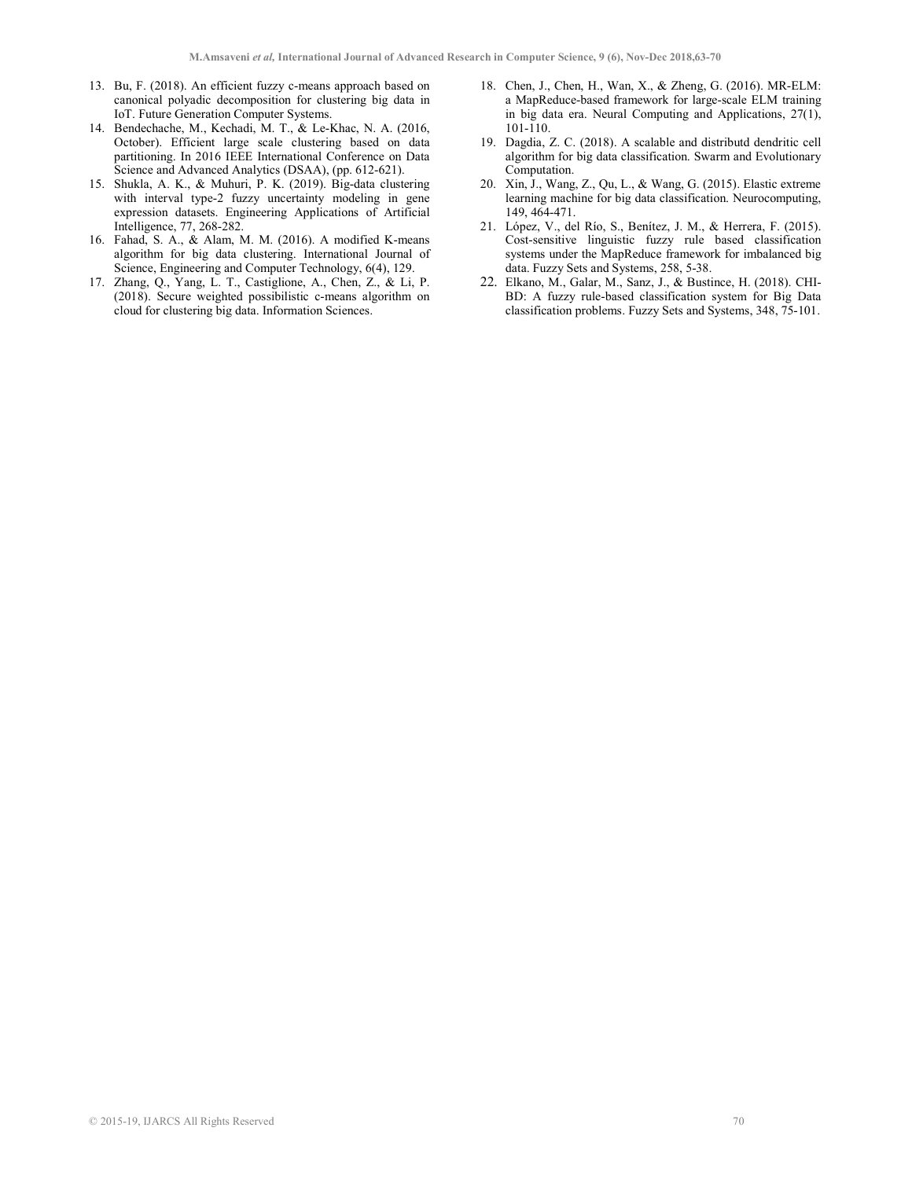13. Bu, F. (2018). An efficient fuzzy c-means approach based on canonical polyadic decomposition for clustering big data in IoT. Future Generation Computer Systems.
14. Bendechache, M., Kechadi, M. T., & Le-Khac, N. A. (2016, October). Efficient large scale clustering based on data partitioning. In 2016 IEEE International Conference on Data Science and Advanced Analytics (DSAA), (pp. 612-621).
15. Shukla, A. K., & Muhuri, P. K. (2019). Big-data clustering with interval type-2 fuzzy uncertainty modeling in gene expression datasets. Engineering Applications of Artificial Intelligence, 77, 268-282.
16. Fahad, S. A., & Alam, M. M. (2016). A modified K-means algorithm for big data clustering. International Journal of Science, Engineering and Computer Technology, 6(4), 129.
17. Zhang, Q., Yang, L. T., Castiglione, A., Chen, Z., & Li, P. (2018). Secure weighted possibilistic c-means algorithm on cloud for clustering big data. Information Sciences.
18. Chen, J., Chen, H., Wan, X., & Zheng, G. (2016). MR-ELM: a MapReduce-based framework for large-scale ELM training in big data era. Neural Computing and Applications, 27(1), 101-110.
19. Dagdia, Z. C. (2018). A scalable and distributd dendritic cell algorithm for big data classification. Swarm and Evolutionary Computation.
20. Xin, J., Wang, Z., Qu, L., & Wang, G. (2015). Elastic extreme learning machine for big data classification. Neurocomputing, 149, 464-471.
21. López, V., del Río, S., Benítez, J. M., & Herrera, F. (2015). Cost-sensitive linguistic fuzzy rule based classification systems under the MapReduce framework for imbalanced big data. Fuzzy Sets and Systems, 258, 5-38.
22. Elkano, M., Galar, M., Sanz, J., & Bustince, H. (2018). CHI-BD: A fuzzy rule-based classification system for Big Data classification problems. Fuzzy Sets and Systems, 348, 75-101.